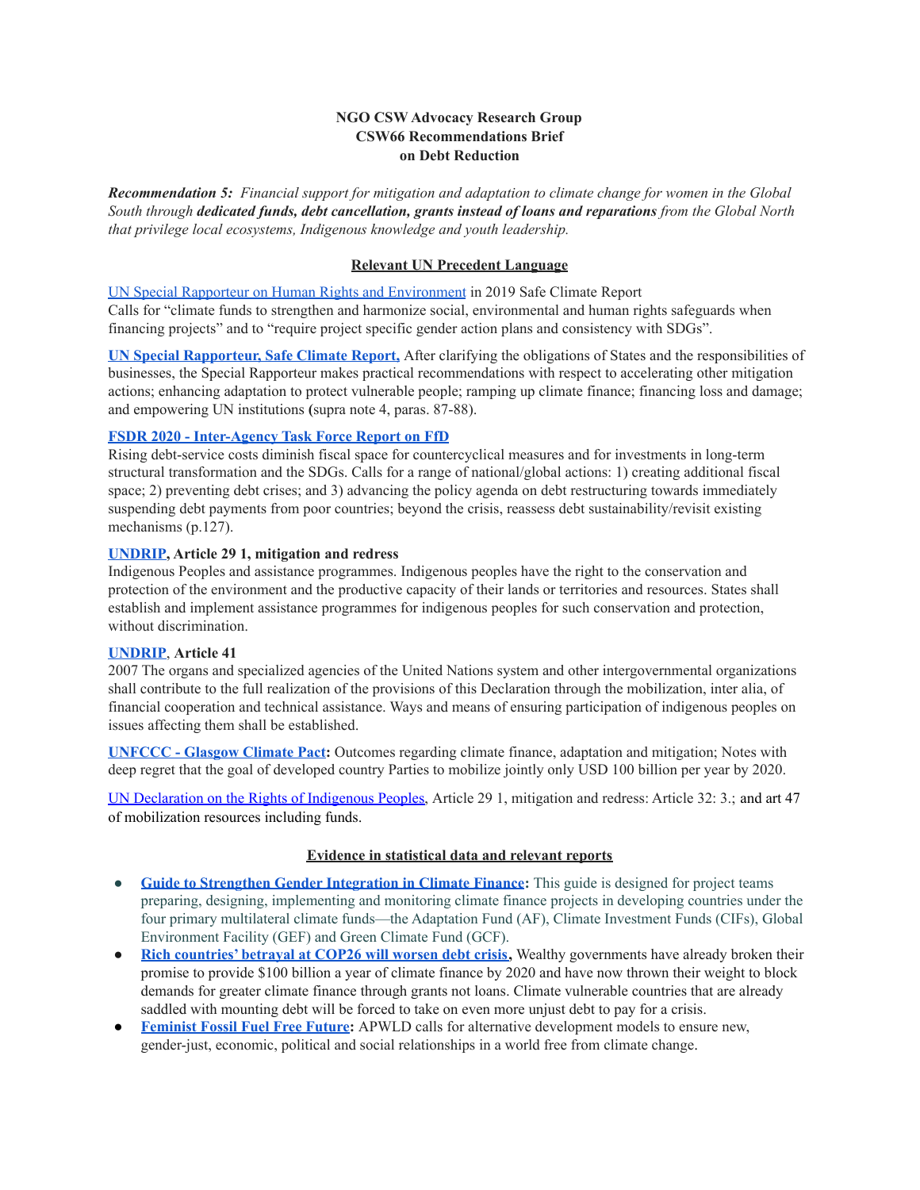**NGO CSW Advocacy Research Group**
**CSW66 Recommendations Brief**
**on Debt Reduction**

***Recommendation 5:*** *Financial support for mitigation and adaptation to climate change for women in the Global South through* ***dedicated funds, debt cancellation, grants instead of loans and reparations*** *from the Global North that privilege local ecosystems, Indigenous knowledge and youth leadership.*

## Relevant UN Precedent Language

UN Special Rapporteur on Human Rights and Environment in 2019 Safe Climate Report
Calls for "climate funds to strengthen and harmonize social, environmental and human rights safeguards when financing projects" and to "require project specific gender action plans and consistency with SDGs".

**UN Special Rapporteur, Safe Climate Report,** After clarifying the obligations of States and the responsibilities of businesses, the Special Rapporteur makes practical recommendations with respect to accelerating other mitigation actions; enhancing adaptation to protect vulnerable people; ramping up climate finance; financing loss and damage; and empowering UN institutions **(**supra note 4, paras. 87-88).

**FSDR 2020 - Inter-Agency Task Force Report on FfD**
Rising debt-service costs diminish fiscal space for countercyclical measures and for investments in long-term structural transformation and the SDGs. Calls for a range of national/global actions: 1) creating additional fiscal space; 2) preventing debt crises; and 3) advancing the policy agenda on debt restructuring towards immediately suspending debt payments from poor countries; beyond the crisis, reassess debt sustainability/revisit existing mechanisms (p.127).

**UNDRIP, Article 29 1, mitigation and redress**
Indigenous Peoples and assistance programmes. Indigenous peoples have the right to the conservation and protection of the environment and the productive capacity of their lands or territories and resources. States shall establish and implement assistance programmes for indigenous peoples for such conservation and protection, without discrimination.

**UNDRIP, Article 41**
2007 The organs and specialized agencies of the United Nations system and other intergovernmental organizations shall contribute to the full realization of the provisions of this Declaration through the mobilization, inter alia, of financial cooperation and technical assistance. Ways and means of ensuring participation of indigenous peoples on issues affecting them shall be established.

**UNFCCC - Glasgow Climate Pact:** Outcomes regarding climate finance, adaptation and mitigation; Notes with deep regret that the goal of developed country Parties to mobilize jointly only USD 100 billion per year by 2020.

UN Declaration on the Rights of Indigenous Peoples, Article 29 1, mitigation and redress: Article 32: 3.; and art 47 of mobilization resources including funds.

## Evidence in statistical data and relevant reports

- **Guide to Strengthen Gender Integration in Climate Finance:** This guide is designed for project teams preparing, designing, implementing and monitoring climate finance projects in developing countries under the four primary multilateral climate funds—the Adaptation Fund (AF), Climate Investment Funds (CIFs), Global Environment Facility (GEF) and Green Climate Fund (GCF).
- **Rich countries' betrayal at COP26 will worsen debt crisis,** Wealthy governments have already broken their promise to provide $100 billion a year of climate finance by 2020 and have now thrown their weight to block demands for greater climate finance through grants not loans. Climate vulnerable countries that are already saddled with mounting debt will be forced to take on even more unjust debt to pay for a crisis.
- **Feminist Fossil Fuel Free Future:** APWLD calls for alternative development models to ensure new, gender-just, economic, political and social relationships in a world free from climate change.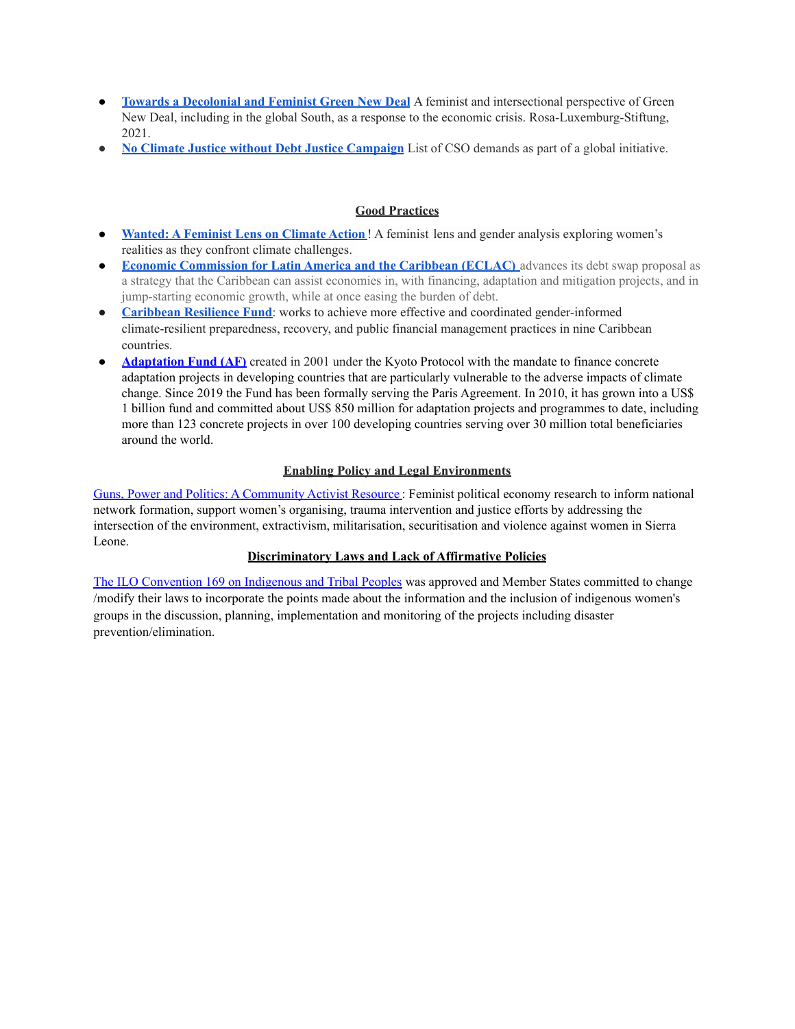- **Towards a Decolonial and Feminist Green New Deal** A feminist and intersectional perspective of Green New Deal, including in the global South, as a response to the economic crisis. Rosa-Luxemburg-Stiftung, 2021.
- **No Climate Justice without Debt Justice Campaign** List of CSO demands as part of a global initiative.

## Good Practices

- **Wanted: A Feminist Lens on Climate Action** ! A feminist lens and gender analysis exploring women's realities as they confront climate challenges.
- **Economic Commission for Latin America and the Caribbean (ECLAC)** advances its debt swap proposal as a strategy that the Caribbean can assist economies in, with financing, adaptation and mitigation projects, and in jump-starting economic growth, while at once easing the burden of debt.
- **Caribbean Resilience Fund**: works to achieve more effective and coordinated gender-informed climate-resilient preparedness, recovery, and public financial management practices in nine Caribbean countries.
- **Adaptation Fund (AF)** created in 2001 under the Kyoto Protocol with the mandate to finance concrete adaptation projects in developing countries that are particularly vulnerable to the adverse impacts of climate change. Since 2019 the Fund has been formally serving the Paris Agreement. In 2010, it has grown into a US$ 1 billion fund and committed about US$ 850 million for adaptation projects and programmes to date, including more than 123 concrete projects in over 100 developing countries serving over 30 million total beneficiaries around the world.

## Enabling Policy and Legal Environments

Guns, Power and Politics: A Community Activist Resource : Feminist political economy research to inform national network formation, support women's organising, trauma intervention and justice efforts by addressing the intersection of the environment, extractivism, militarisation, securitisation and violence against women in Sierra Leone.

## Discriminatory Laws and Lack of Affirmative Policies

The ILO Convention 169 on Indigenous and Tribal Peoples was approved and Member States committed to change /modify their laws to incorporate the points made about the information and the inclusion of indigenous women's groups in the discussion, planning, implementation and monitoring of the projects including disaster prevention/elimination.